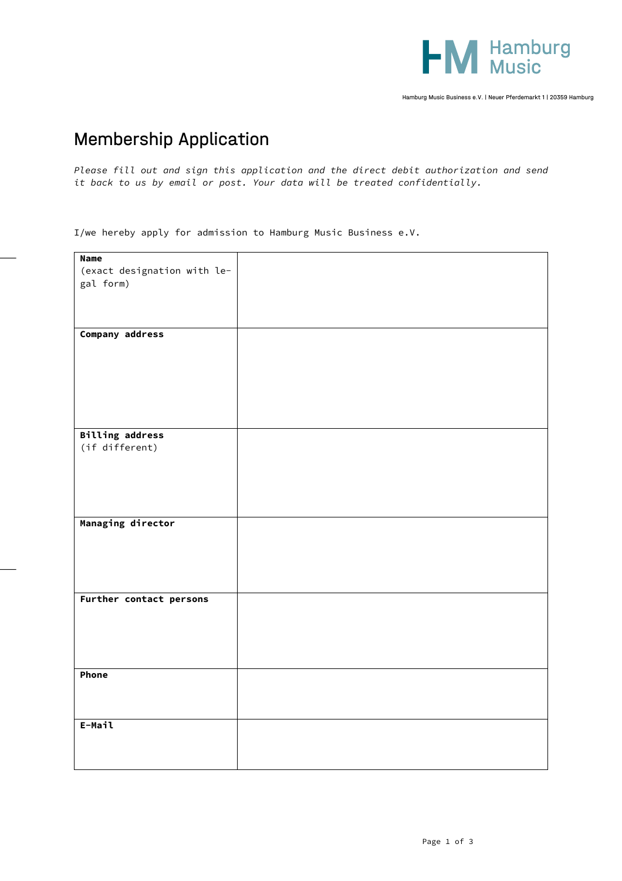Hamburg Music

Hamburg Music Business e.V. | Neuer Pferdemarkt 1 | 20359 Hamburg

# Membership Application

*Please fill out and sign this application and the direct debit authorization and send it back to us by email or post. Your data will be treated confidentially.*

I/we hereby apply for admission to Hamburg Music Business e.V.

| | |
|---|---|
| **Name** (exact designation with legal form) | |
| **Company address** | |
| **Billing address** (if different) | |
| **Managing director** | |
| **Further contact persons** | |
| **Phone** | |
| **E-Mail** | |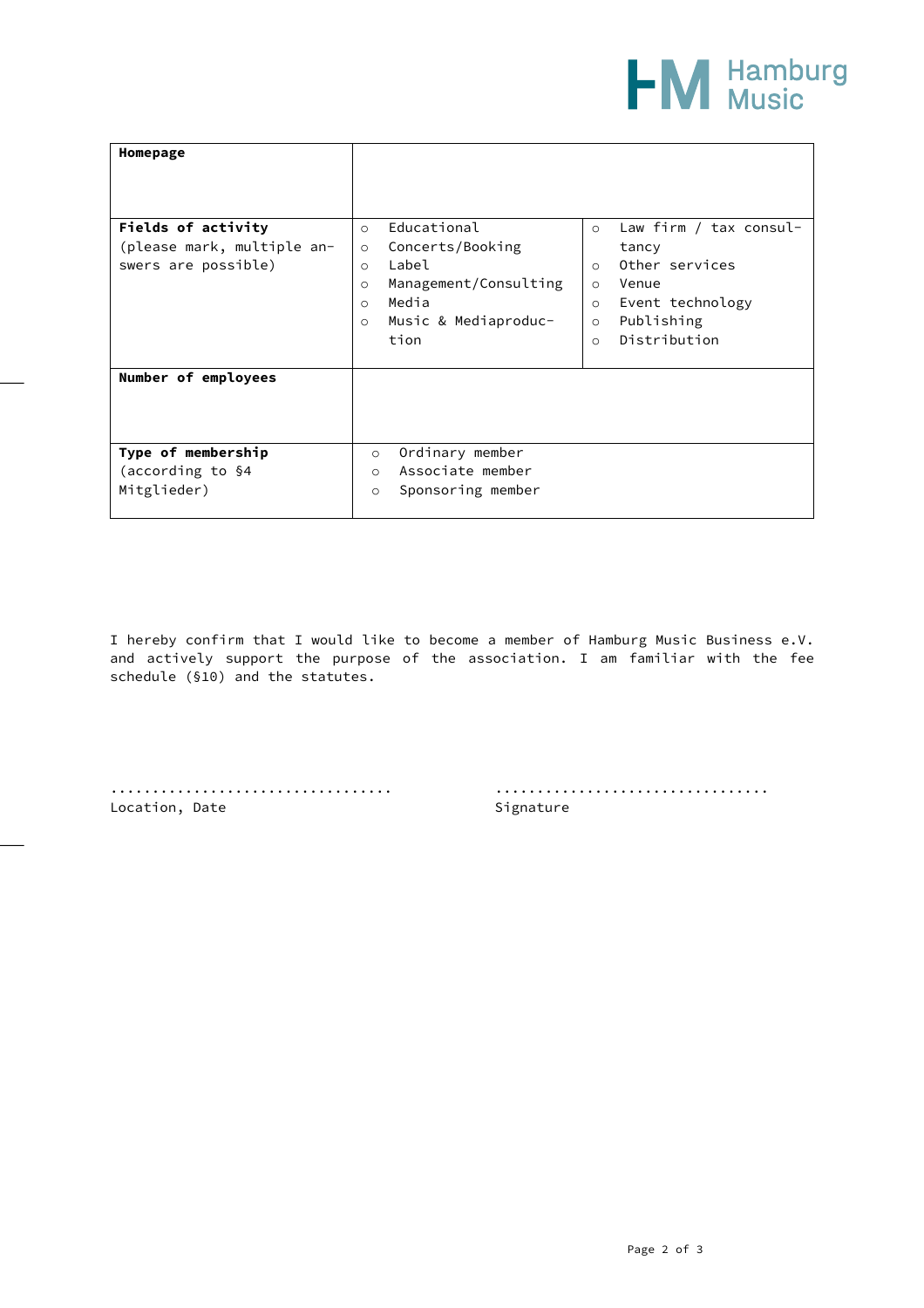| | | |
|---|---|---|
| **Homepage** | | |
| **Fields of activity** (please mark, multiple answers are possible) | ○ Educational<br>○ Concerts/Booking<br>○ Label<br>○ Management/Consulting<br>○ Media<br>○ Music & Mediaproduction | ○ Law firm / tax consultancy<br>○ Other services<br>○ Venue<br>○ Event technology<br>○ Publishing<br>○ Distribution |
| **Number of employees** | | |
| **Type of membership** (according to §4 Mitglieder) | ○ Ordinary member<br>○ Associate member<br>○ Sponsoring member | |

I hereby confirm that I would like to become a member of Hamburg Music Business e.V. and actively support the purpose of the association. I am familiar with the fee schedule (§10) and the statutes.

................................. ................................

Location, Date Signature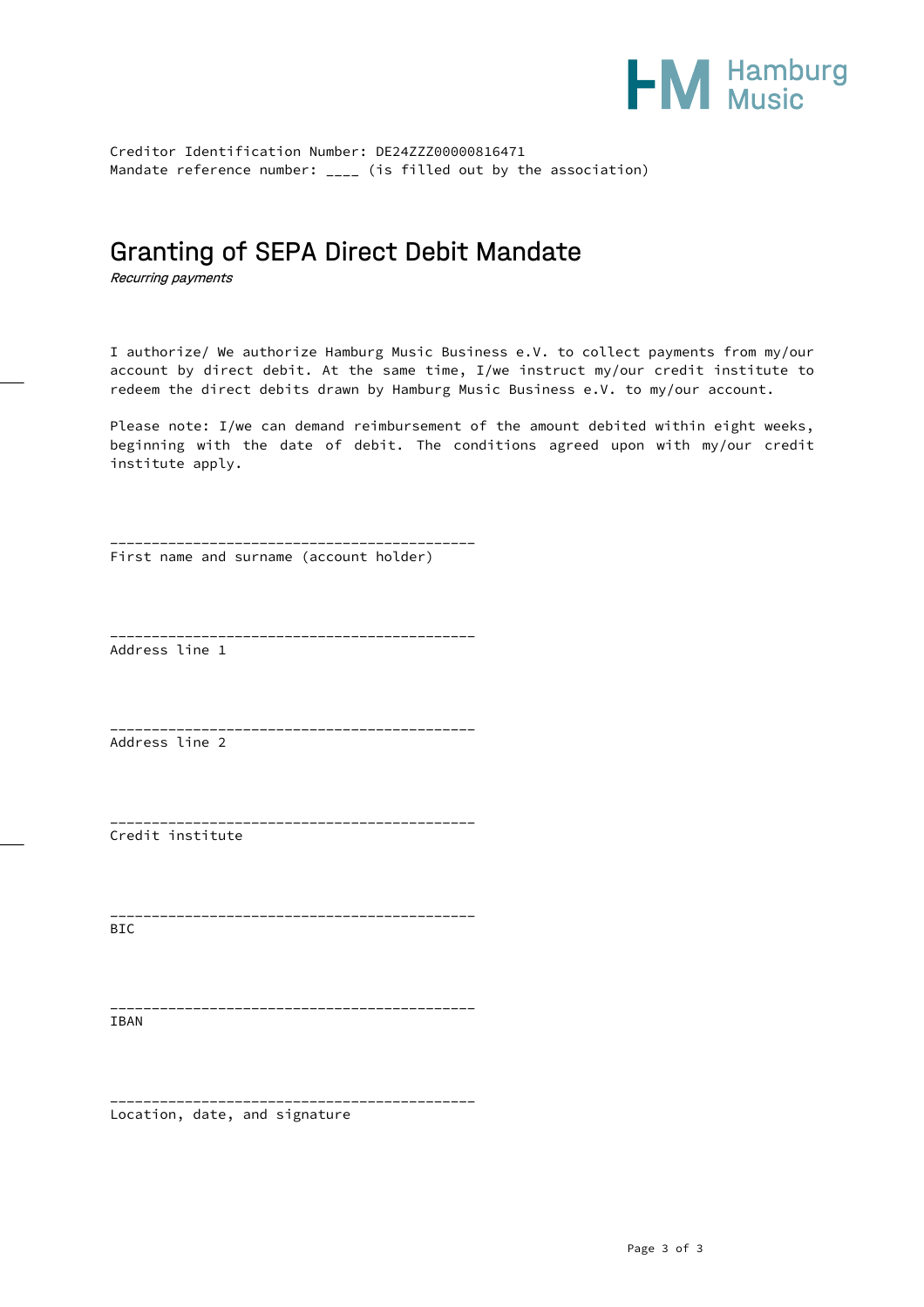Creditor Identification Number: DE24ZZZ00000816471
Mandate reference number: ____ (is filled out by the association)

# Granting of SEPA Direct Debit Mandate

*Recurring payments*

I authorize/ We authorize Hamburg Music Business e.V. to collect payments from my/our account by direct debit. At the same time, I/we instruct my/our credit institute to redeem the direct debits drawn by Hamburg Music Business e.V. to my/our account.

Please note: I/we can demand reimbursement of the amount debited within eight weeks, beginning with the date of debit. The conditions agreed upon with my/our credit institute apply.

--------------------------------------------
First name and surname (account holder)

--------------------------------------------
Address line 1

--------------------------------------------
Address line 2

--------------------------------------------
Credit institute

--------------------------------------------
BIC

--------------------------------------------
IBAN

--------------------------------------------
Location, date, and signature